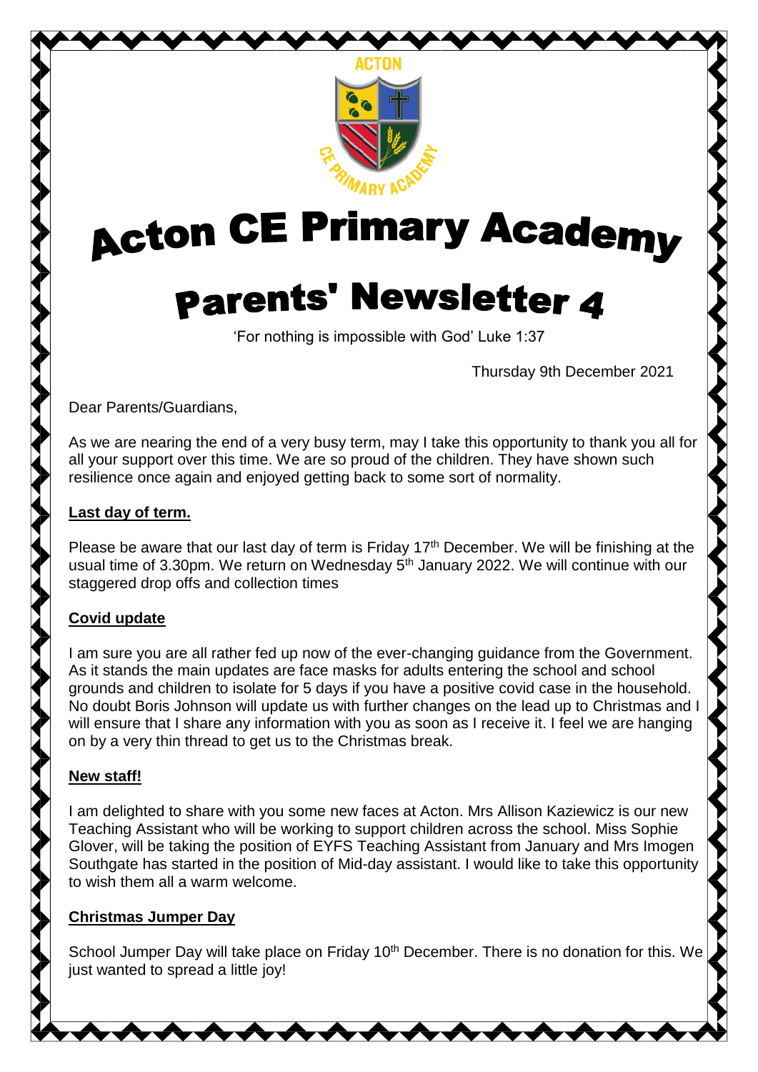# Acton CE Primary Academy

# Parents' Newsletter 4

'For nothing is impossible with God' Luke 1:37

Thursday 9th December 2021

Dear Parents/Guardians,

As we are nearing the end of a very busy term, may I take this opportunity to thank you all for all your support over this time. We are so proud of the children. They have shown such resilience once again and enjoyed getting back to some sort of normality.

## Last day of term.

Please be aware that our last day of term is Friday 17th December. We will be finishing at the usual time of 3.30pm. We return on Wednesday 5th January 2022. We will continue with our staggered drop offs and collection times

## Covid update

I am sure you are all rather fed up now of the ever-changing guidance from the Government. As it stands the main updates are face masks for adults entering the school and school grounds and children to isolate for 5 days if you have a positive covid case in the household. No doubt Boris Johnson will update us with further changes on the lead up to Christmas and I will ensure that I share any information with you as soon as I receive it. I feel we are hanging on by a very thin thread to get us to the Christmas break.

## New staff!

I am delighted to share with you some new faces at Acton. Mrs Allison Kaziewicz is our new Teaching Assistant who will be working to support children across the school. Miss Sophie Glover, will be taking the position of EYFS Teaching Assistant from January and Mrs Imogen Southgate has started in the position of Mid-day assistant. I would like to take this opportunity to wish them all a warm welcome.

## Christmas Jumper Day

School Jumper Day will take place on Friday 10th December. There is no donation for this. We just wanted to spread a little joy!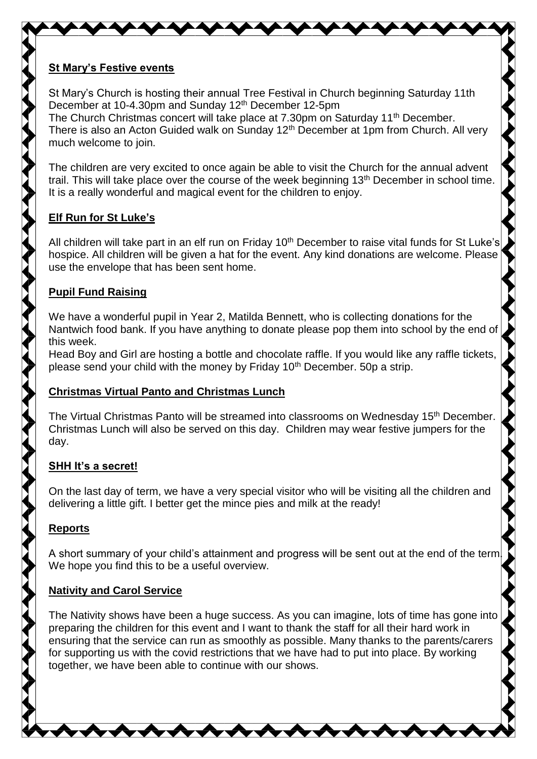**St Mary's Festive events**

St Mary's Church is hosting their annual Tree Festival in Church beginning Saturday 11th December at 10-4.30pm and Sunday 12th December 12-5pm
The Church Christmas concert will take place at 7.30pm on Saturday 11th December.
There is also an Acton Guided walk on Sunday 12th December at 1pm from Church. All very much welcome to join.

The children are very excited to once again be able to visit the Church for the annual advent trail. This will take place over the course of the week beginning 13th December in school time. It is a really wonderful and magical event for the children to enjoy.

**Elf Run for St Luke's**

All children will take part in an elf run on Friday 10th December to raise vital funds for St Luke's hospice. All children will be given a hat for the event. Any kind donations are welcome. Please use the envelope that has been sent home.

**Pupil Fund Raising**

We have a wonderful pupil in Year 2, Matilda Bennett, who is collecting donations for the Nantwich food bank. If you have anything to donate please pop them into school by the end of this week.
Head Boy and Girl are hosting a bottle and chocolate raffle. If you would like any raffle tickets, please send your child with the money by Friday 10th December. 50p a strip.

**Christmas Virtual Panto and Christmas Lunch**

The Virtual Christmas Panto will be streamed into classrooms on Wednesday 15th December. Christmas Lunch will also be served on this day. Children may wear festive jumpers for the day.

**SHH It's a secret!**

On the last day of term, we have a very special visitor who will be visiting all the children and delivering a little gift. I better get the mince pies and milk at the ready!

**Reports**

A short summary of your child's attainment and progress will be sent out at the end of the term. We hope you find this to be a useful overview.

**Nativity and Carol Service**

The Nativity shows have been a huge success. As you can imagine, lots of time has gone into preparing the children for this event and I want to thank the staff for all their hard work in ensuring that the service can run as smoothly as possible. Many thanks to the parents/carers for supporting us with the covid restrictions that we have had to put into place. By working together, we have been able to continue with our shows.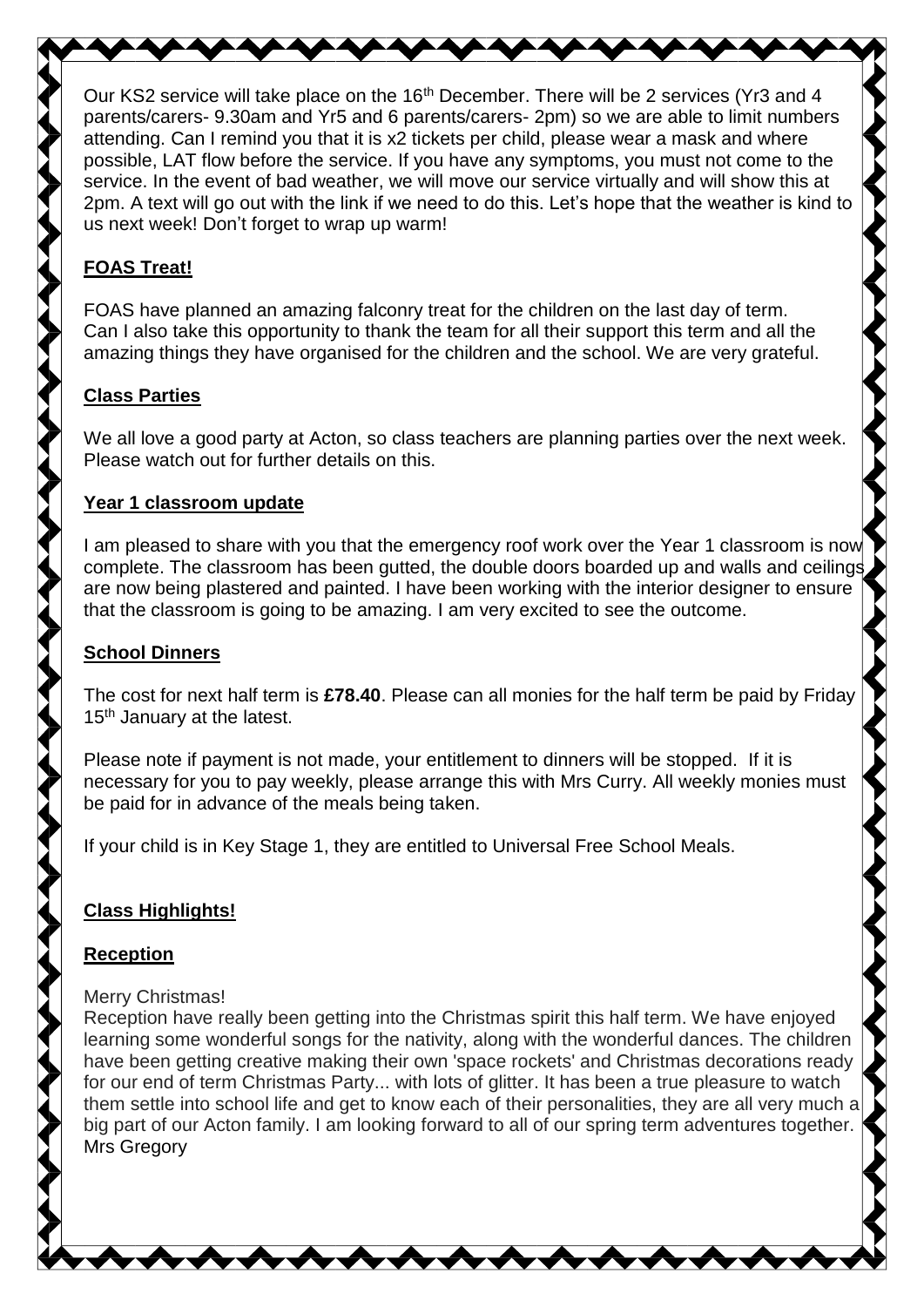Our KS2 service will take place on the 16th December. There will be 2 services (Yr3 and 4 parents/carers- 9.30am and Yr5 and 6 parents/carers- 2pm) so we are able to limit numbers attending. Can I remind you that it is x2 tickets per child, please wear a mask and where possible, LAT flow before the service. If you have any symptoms, you must not come to the service. In the event of bad weather, we will move our service virtually and will show this at 2pm. A text will go out with the link if we need to do this. Let's hope that the weather is kind to us next week! Don't forget to wrap up warm!

## **FOAS Treat!**

FOAS have planned an amazing falconry treat for the children on the last day of term. Can I also take this opportunity to thank the team for all their support this term and all the amazing things they have organised for the children and the school. We are very grateful.

## **Class Parties**

We all love a good party at Acton, so class teachers are planning parties over the next week. Please watch out for further details on this.

## **Year 1 classroom update**

I am pleased to share with you that the emergency roof work over the Year 1 classroom is now complete. The classroom has been gutted, the double doors boarded up and walls and ceilings are now being plastered and painted. I have been working with the interior designer to ensure that the classroom is going to be amazing. I am very excited to see the outcome.

## **School Dinners**

The cost for next half term is **£78.40**. Please can all monies for the half term be paid by Friday 15th January at the latest.

Please note if payment is not made, your entitlement to dinners will be stopped. If it is necessary for you to pay weekly, please arrange this with Mrs Curry. All weekly monies must be paid for in advance of the meals being taken.

If your child is in Key Stage 1, they are entitled to Universal Free School Meals.

## **Class Highlights!**

### **Reception**

Merry Christmas!
Reception have really been getting into the Christmas spirit this half term. We have enjoyed learning some wonderful songs for the nativity, along with the wonderful dances. The children have been getting creative making their own 'space rockets' and Christmas decorations ready for our end of term Christmas Party... with lots of glitter. It has been a true pleasure to watch them settle into school life and get to know each of their personalities, they are all very much a big part of our Acton family. I am looking forward to all of our spring term adventures together. Mrs Gregory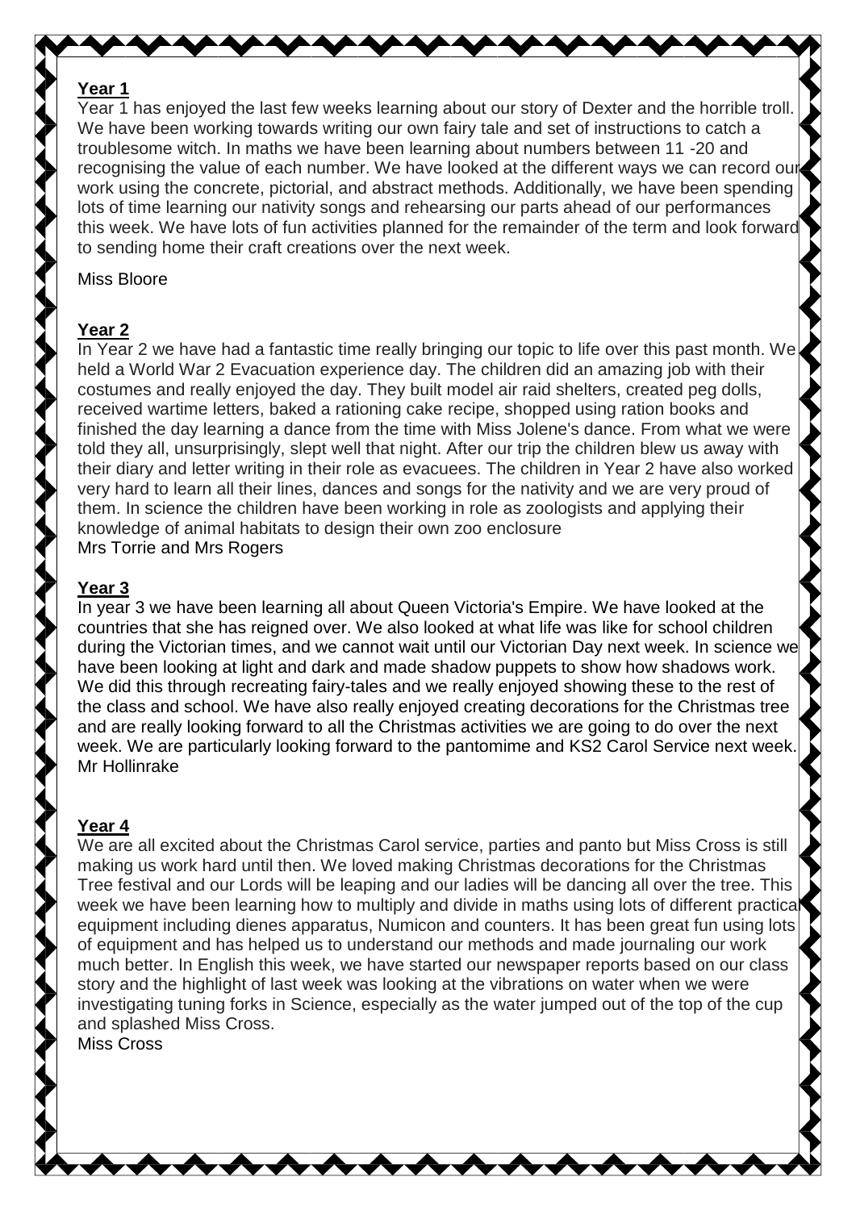**Year 1**

Year 1 has enjoyed the last few weeks learning about our story of Dexter and the horrible troll. We have been working towards writing our own fairy tale and set of instructions to catch a troublesome witch. In maths we have been learning about numbers between 11 -20 and recognising the value of each number. We have looked at the different ways we can record our work using the concrete, pictorial, and abstract methods. Additionally, we have been spending lots of time learning our nativity songs and rehearsing our parts ahead of our performances this week. We have lots of fun activities planned for the remainder of the term and look forward to sending home their craft creations over the next week.

Miss Bloore

**Year 2**

In Year 2 we have had a fantastic time really bringing our topic to life over this past month. We held a World War 2 Evacuation experience day. The children did an amazing job with their costumes and really enjoyed the day. They built model air raid shelters, created peg dolls, received wartime letters, baked a rationing cake recipe, shopped using ration books and finished the day learning a dance from the time with Miss Jolene's dance. From what we were told they all, unsurprisingly, slept well that night. After our trip the children blew us away with their diary and letter writing in their role as evacuees. The children in Year 2 have also worked very hard to learn all their lines, dances and songs for the nativity and we are very proud of them. In science the children have been working in role as zoologists and applying their knowledge of animal habitats to design their own zoo enclosure

Mrs Torrie and Mrs Rogers

**Year 3**

In year 3 we have been learning all about Queen Victoria's Empire. We have looked at the countries that she has reigned over. We also looked at what life was like for school children during the Victorian times, and we cannot wait until our Victorian Day next week. In science we have been looking at light and dark and made shadow puppets to show how shadows work. We did this through recreating fairy-tales and we really enjoyed showing these to the rest of the class and school. We have also really enjoyed creating decorations for the Christmas tree and are really looking forward to all the Christmas activities we are going to do over the next week. We are particularly looking forward to the pantomime and KS2 Carol Service next week.

Mr Hollinrake

**Year 4**

We are all excited about the Christmas Carol service, parties and panto but Miss Cross is still making us work hard until then. We loved making Christmas decorations for the Christmas Tree festival and our Lords will be leaping and our ladies will be dancing all over the tree. This week we have been learning how to multiply and divide in maths using lots of different practical equipment including dienes apparatus, Numicon and counters. It has been great fun using lots of equipment and has helped us to understand our methods and made journaling our work much better. In English this week, we have started our newspaper reports based on our class story and the highlight of last week was looking at the vibrations on water when we were investigating tuning forks in Science, especially as the water jumped out of the top of the cup and splashed Miss Cross.

Miss Cross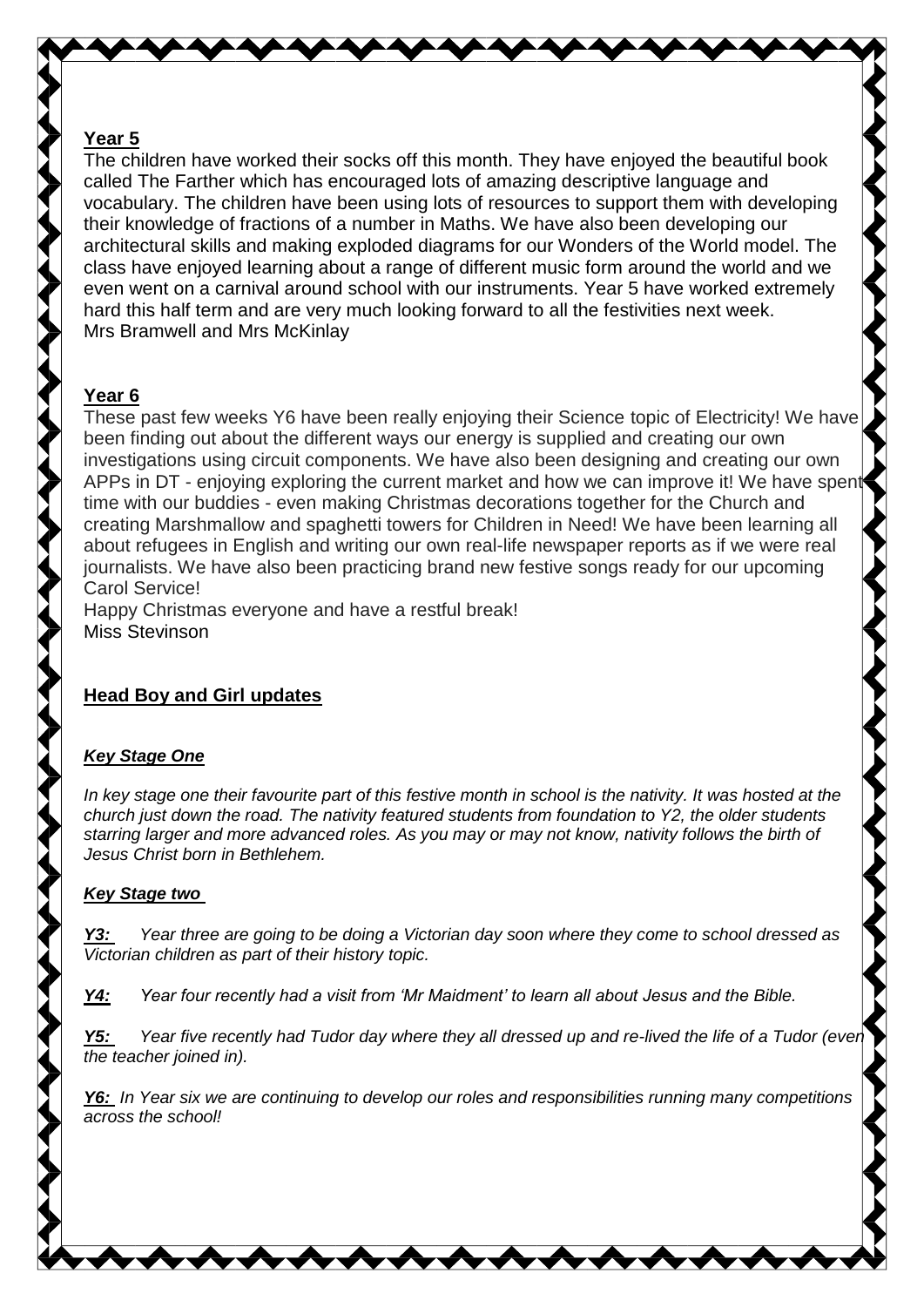**Year 5**

The children have worked their socks off this month. They have enjoyed the beautiful book called The Farther which has encouraged lots of amazing descriptive language and vocabulary. The children have been using lots of resources to support them with developing their knowledge of fractions of a number in Maths. We have also been developing our architectural skills and making exploded diagrams for our Wonders of the World model. The class have enjoyed learning about a range of different music form around the world and we even went on a carnival around school with our instruments. Year 5 have worked extremely hard this half term and are very much looking forward to all the festivities next week.
Mrs Bramwell and Mrs McKinlay

**Year 6**

These past few weeks Y6 have been really enjoying their Science topic of Electricity! We have been finding out about the different ways our energy is supplied and creating our own investigations using circuit components. We have also been designing and creating our own APPs in DT - enjoying exploring the current market and how we can improve it! We have spent time with our buddies - even making Christmas decorations together for the Church and creating Marshmallow and spaghetti towers for Children in Need! We have been learning all about refugees in English and writing our own real-life newspaper reports as if we were real journalists. We have also been practicing brand new festive songs ready for our upcoming Carol Service!
Happy Christmas everyone and have a restful break!
Miss Stevinson

**Head Boy and Girl updates**

***Key Stage One***

*In key stage one their favourite part of this festive month in school is the nativity. It was hosted at the church just down the road. The nativity featured students from foundation to Y2, the older students starring larger and more advanced roles. As you may or may not know, nativity follows the birth of Jesus Christ born in Bethlehem.*

***Key Stage two***

***Y3:*** *Year three are going to be doing a Victorian day soon where they come to school dressed as Victorian children as part of their history topic.*

***Y4:*** *Year four recently had a visit from 'Mr Maidment' to learn all about Jesus and the Bible.*

***Y5:*** *Year five recently had Tudor day where they all dressed up and re-lived the life of a Tudor (even the teacher joined in).*

***Y6:*** *In Year six we are continuing to develop our roles and responsibilities running many competitions across the school!*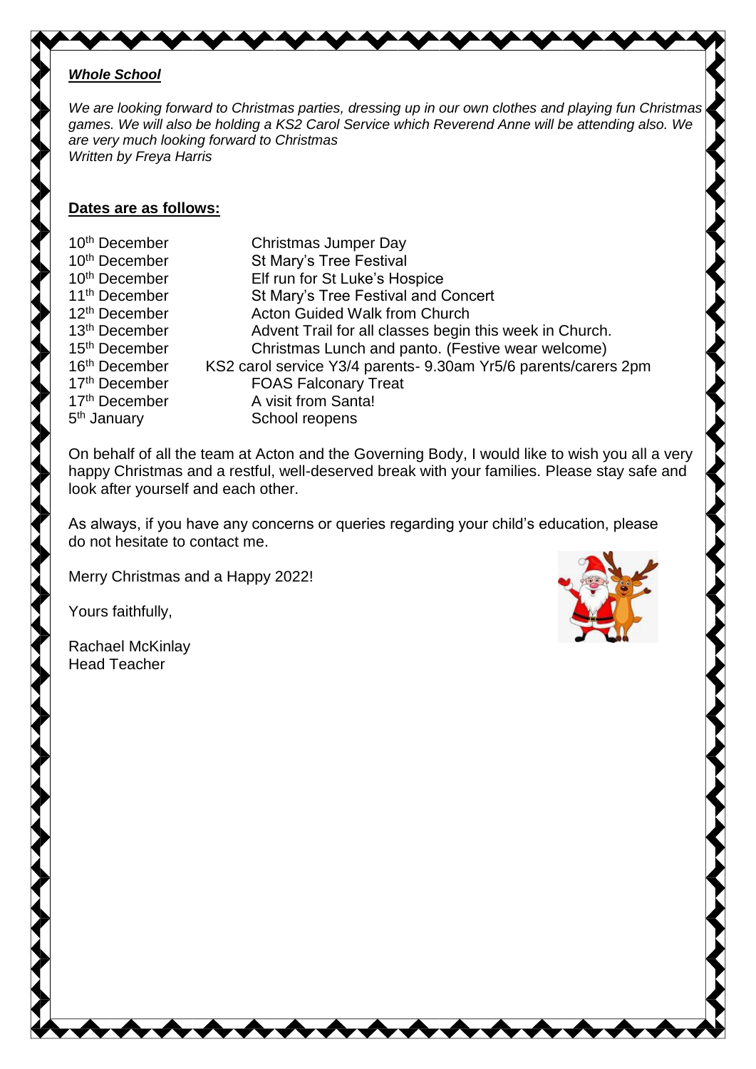***Whole School***

*We are looking forward to Christmas parties, dressing up in our own clothes and playing fun Christmas games. We will also be holding a KS2 Carol Service which Reverend Anne will be attending also. We are very much looking forward to Christmas*
*Written by Freya Harris*

**Dates are as follows:**

| | |
|---|---|
| 10th December | Christmas Jumper Day |
| 10th December | St Mary's Tree Festival |
| 10th December | Elf run for St Luke's Hospice |
| 11th December | St Mary's Tree Festival and Concert |
| 12th December | Acton Guided Walk from Church |
| 13th December | Advent Trail for all classes begin this week in Church. |
| 15th December | Christmas Lunch and panto. (Festive wear welcome) |
| 16th December | KS2 carol service Y3/4 parents- 9.30am Yr5/6 parents/carers 2pm |
| 17th December | FOAS Falconary Treat |
| 17th December | A visit from Santa! |
| 5th January | School reopens |

On behalf of all the team at Acton and the Governing Body, I would like to wish you all a very happy Christmas and a restful, well-deserved break with your families. Please stay safe and look after yourself and each other.

As always, if you have any concerns or queries regarding your child's education, please do not hesitate to contact me.

Merry Christmas and a Happy 2022!

Yours faithfully,

Rachael McKinlay
Head Teacher